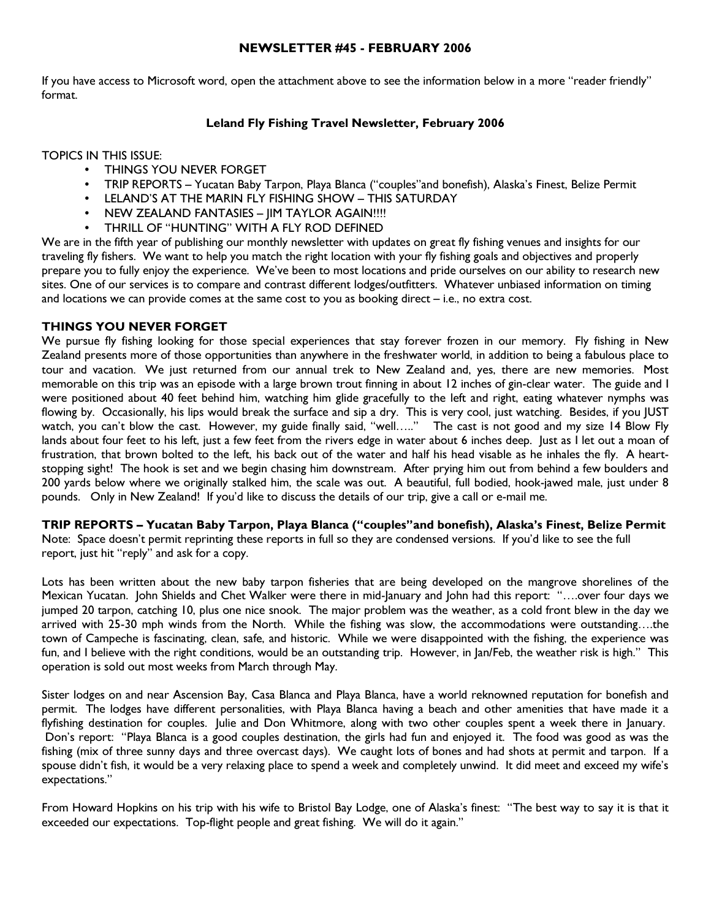# NEWSLETTER #45 - FEBRUARY 2006

If you have access to Microsoft word, open the attachment above to see the information below in a more "reader friendly" format.

## Leland Fly Fishing Travel Newsletter, February 2006

TOPICS IN THIS ISSUE:

- THINGS YOU NEVER FORGET
- TRIP REPORTS – Yucatan Baby Tarpon, Playa Blanca ("couples"and bonefish), Alaska's Finest, Belize Permit
- LELAND'S AT THE MARIN FLY FISHING SHOW – THIS SATURDAY
- NEW ZEALAND FANTASIES – JIM TAYLOR AGAIN!!!!
- THRILL OF "HUNTING" WITH A FLY ROD DEFINED

We are in the fifth year of publishing our monthly newsletter with updates on great fly fishing venues and insights for our traveling fly fishers. We want to help you match the right location with your fly fishing goals and objectives and properly prepare you to fully enjoy the experience. We've been to most locations and pride ourselves on our ability to research new sites. One of our services is to compare and contrast different lodges/outfitters. Whatever unbiased information on timing and locations we can provide comes at the same cost to you as booking direct – i.e., no extra cost.

### THINGS YOU NEVER FORGET

We pursue fly fishing looking for those special experiences that stay forever frozen in our memory. Fly fishing in New Zealand presents more of those opportunities than anywhere in the freshwater world, in addition to being a fabulous place to tour and vacation. We just returned from our annual trek to New Zealand and, yes, there are new memories. Most memorable on this trip was an episode with a large brown trout finning in about 12 inches of gin-clear water. The guide and I were positioned about 40 feet behind him, watching him glide gracefully to the left and right, eating whatever nymphs was flowing by. Occasionally, his lips would break the surface and sip a dry. This is very cool, just watching. Besides, if you JUST watch, you can't blow the cast. However, my guide finally said, "well….." The cast is not good and my size 14 Blow Fly lands about four feet to his left, just a few feet from the rivers edge in water about 6 inches deep. Just as I let out a moan of frustration, that brown bolted to the left, his back out of the water and half his head visable as he inhales the fly. A heart-stopping sight! The hook is set and we begin chasing him downstream. After prying him out from behind a few boulders and 200 yards below where we originally stalked him, the scale was out. A beautiful, full bodied, hook-jawed male, just under 8 pounds. Only in New Zealand! If you'd like to discuss the details of our trip, give a call or e-mail me.

### TRIP REPORTS – Yucatan Baby Tarpon, Playa Blanca ("couples"and bonefish), Alaska's Finest, Belize Permit

Note: Space doesn't permit reprinting these reports in full so they are condensed versions. If you'd like to see the full report, just hit "reply" and ask for a copy.

Lots has been written about the new baby tarpon fisheries that are being developed on the mangrove shorelines of the Mexican Yucatan. John Shields and Chet Walker were there in mid-January and John had this report: "….over four days we jumped 20 tarpon, catching 10, plus one nice snook. The major problem was the weather, as a cold front blew in the day we arrived with 25-30 mph winds from the North. While the fishing was slow, the accommodations were outstanding….the town of Campeche is fascinating, clean, safe, and historic. While we were disappointed with the fishing, the experience was fun, and I believe with the right conditions, would be an outstanding trip. However, in Jan/Feb, the weather risk is high." This operation is sold out most weeks from March through May.

Sister lodges on and near Ascension Bay, Casa Blanca and Playa Blanca, have a world reknowned reputation for bonefish and permit. The lodges have different personalities, with Playa Blanca having a beach and other amenities that have made it a flyfishing destination for couples. Julie and Don Whitmore, along with two other couples spent a week there in January. Don's report: "Playa Blanca is a good couples destination, the girls had fun and enjoyed it. The food was good as was the fishing (mix of three sunny days and three overcast days). We caught lots of bones and had shots at permit and tarpon. If a spouse didn't fish, it would be a very relaxing place to spend a week and completely unwind. It did meet and exceed my wife's expectations."

From Howard Hopkins on his trip with his wife to Bristol Bay Lodge, one of Alaska's finest: "The best way to say it is that it exceeded our expectations. Top-flight people and great fishing. We will do it again."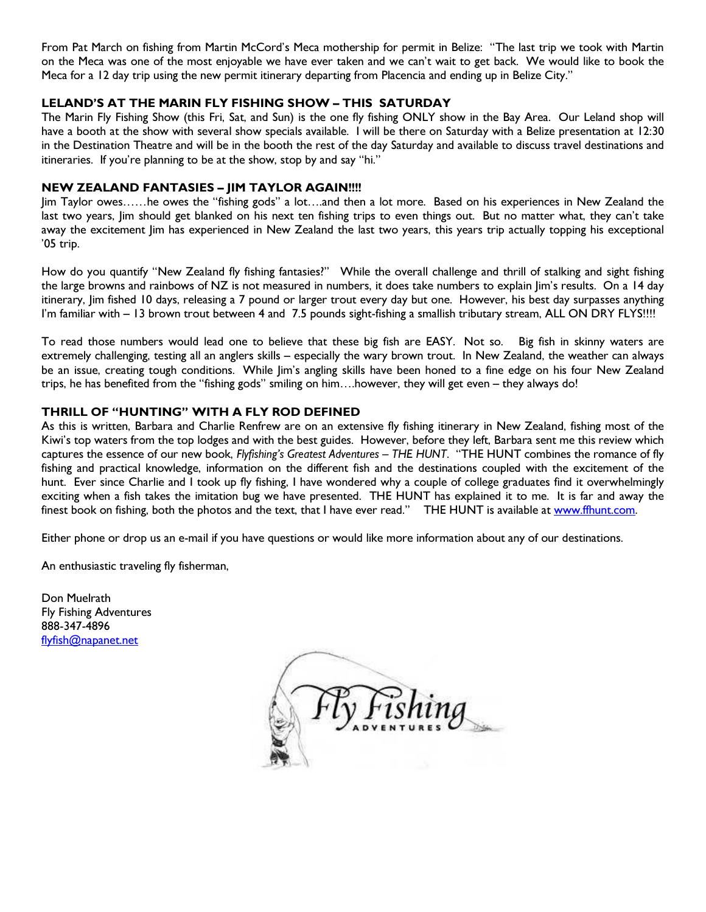From Pat March on fishing from Martin McCord's Meca mothership for permit in Belize: "The last trip we took with Martin on the Meca was one of the most enjoyable we have ever taken and we can't wait to get back. We would like to book the Meca for a 12 day trip using the new permit itinerary departing from Placencia and ending up in Belize City."

## LELAND'S AT THE MARIN FLY FISHING SHOW – THIS SATURDAY

The Marin Fly Fishing Show (this Fri, Sat, and Sun) is the one fly fishing ONLY show in the Bay Area. Our Leland shop will have a booth at the show with several show specials available. I will be there on Saturday with a Belize presentation at 12:30 in the Destination Theatre and will be in the booth the rest of the day Saturday and available to discuss travel destinations and itineraries. If you're planning to be at the show, stop by and say "hi."

## NEW ZEALAND FANTASIES – JIM TAYLOR AGAIN!!!!

Jim Taylor owes……he owes the "fishing gods" a lot….and then a lot more. Based on his experiences in New Zealand the last two years, Jim should get blanked on his next ten fishing trips to even things out. But no matter what, they can't take away the excitement Jim has experienced in New Zealand the last two years, this years trip actually topping his exceptional '05 trip.

How do you quantify "New Zealand fly fishing fantasies?" While the overall challenge and thrill of stalking and sight fishing the large browns and rainbows of NZ is not measured in numbers, it does take numbers to explain Jim's results. On a 14 day itinerary, Jim fished 10 days, releasing a 7 pound or larger trout every day but one. However, his best day surpasses anything I'm familiar with – 13 brown trout between 4 and 7.5 pounds sight-fishing a smallish tributary stream, ALL ON DRY FLYS!!!!

To read those numbers would lead one to believe that these big fish are EASY. Not so. Big fish in skinny waters are extremely challenging, testing all an anglers skills – especially the wary brown trout. In New Zealand, the weather can always be an issue, creating tough conditions. While Jim's angling skills have been honed to a fine edge on his four New Zealand trips, he has benefited from the "fishing gods" smiling on him….however, they will get even – they always do!

## THRILL OF "HUNTING" WITH A FLY ROD DEFINED

As this is written, Barbara and Charlie Renfrew are on an extensive fly fishing itinerary in New Zealand, fishing most of the Kiwi's top waters from the top lodges and with the best guides. However, before they left, Barbara sent me this review which captures the essence of our new book, *Flyfishing's Greatest Adventures – THE HUNT*. "THE HUNT combines the romance of fly fishing and practical knowledge, information on the different fish and the destinations coupled with the excitement of the hunt. Ever since Charlie and I took up fly fishing, I have wondered why a couple of college graduates find it overwhelmingly exciting when a fish takes the imitation bug we have presented. THE HUNT has explained it to me. It is far and away the finest book on fishing, both the photos and the text, that I have ever read." THE HUNT is available at [www.ffhunt.com](http://www.ffhunt.com).

Either phone or drop us an e-mail if you have questions or would like more information about any of our destinations.

An enthusiastic traveling fly fisherman,

Don Muelrath
Fly Fishing Adventures
888-347-4896
[flyfish@napanet.net](mailto:flyfish@napanet.net)

Fly Fishing ADVENTURES